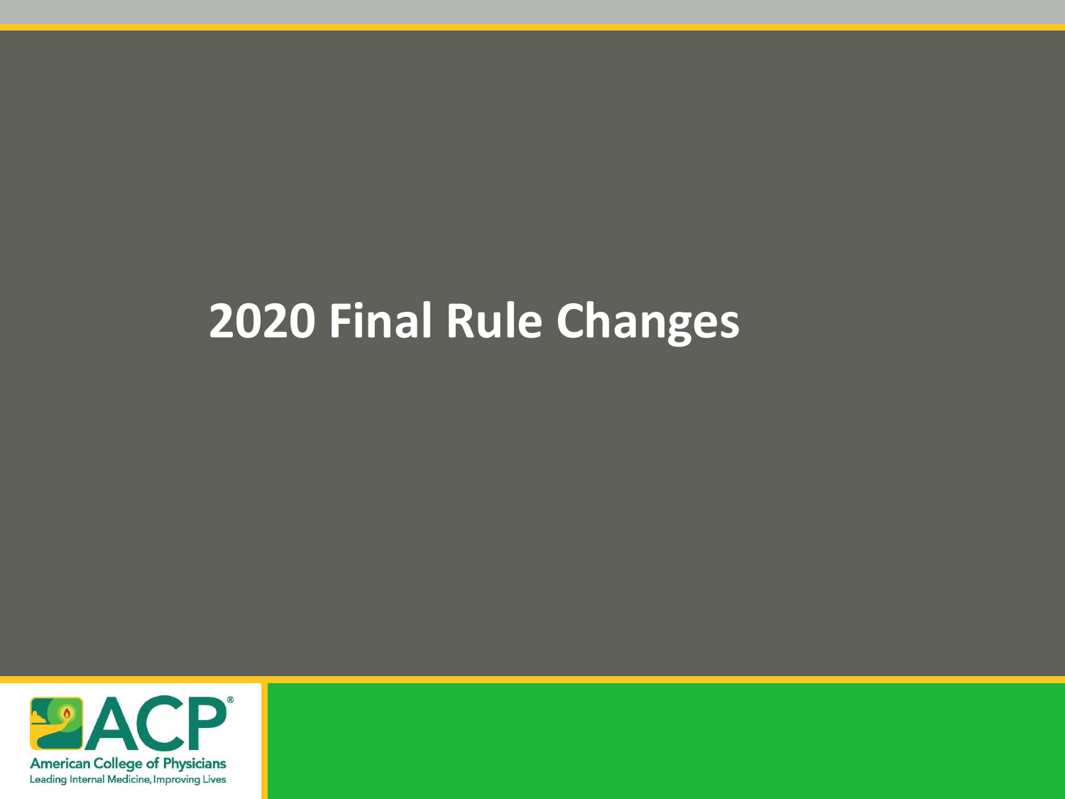# 2020 Final Rule Changes

American College of Physicians
Leading Internal Medicine, Improving Lives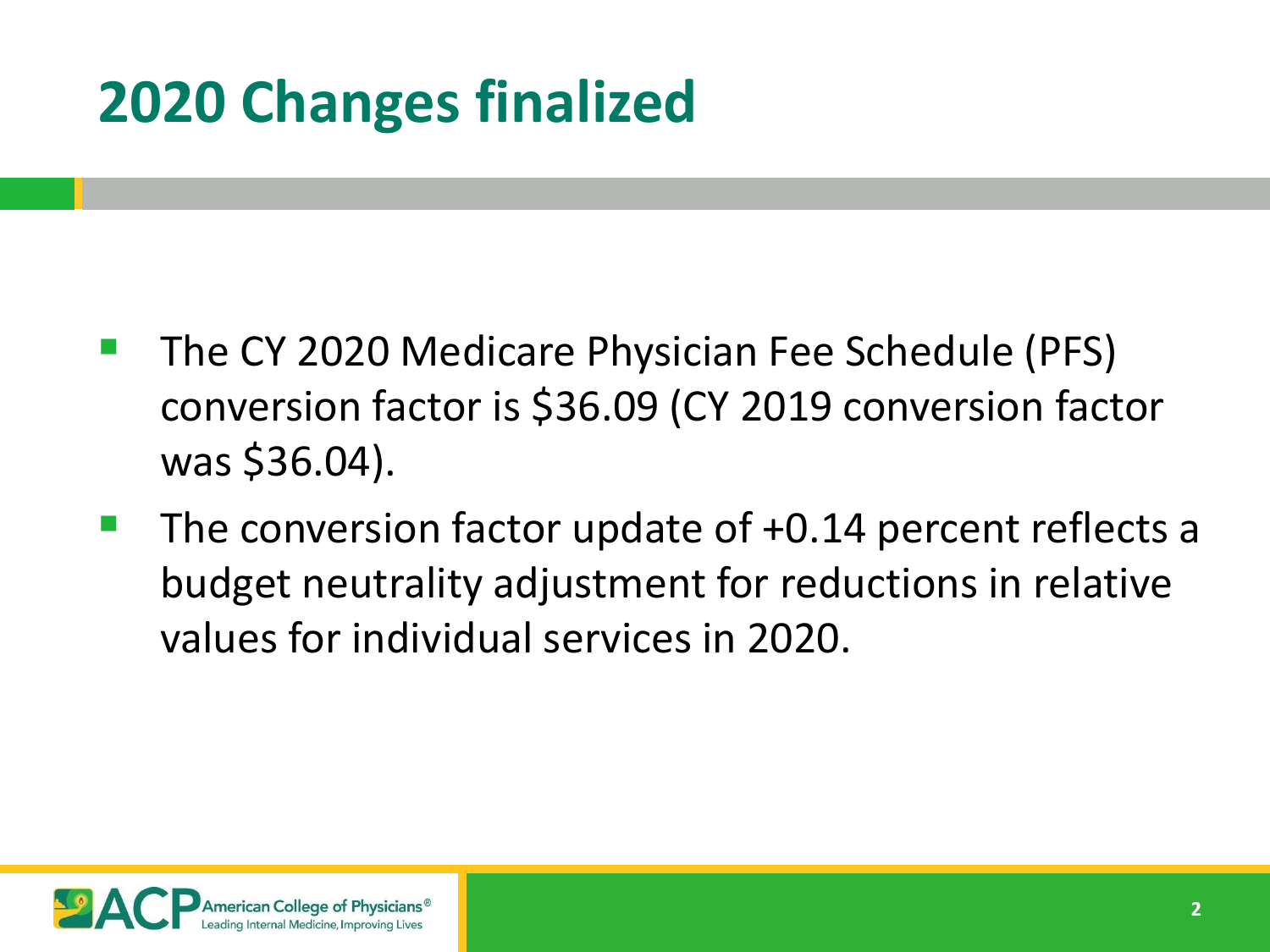# 2020 Changes finalized

- The CY 2020 Medicare Physician Fee Schedule (PFS) conversion factor is $36.09 (CY 2019 conversion factor was $36.04).
- The conversion factor update of +0.14 percent reflects a budget neutrality adjustment for reductions in relative values for individual services in 2020.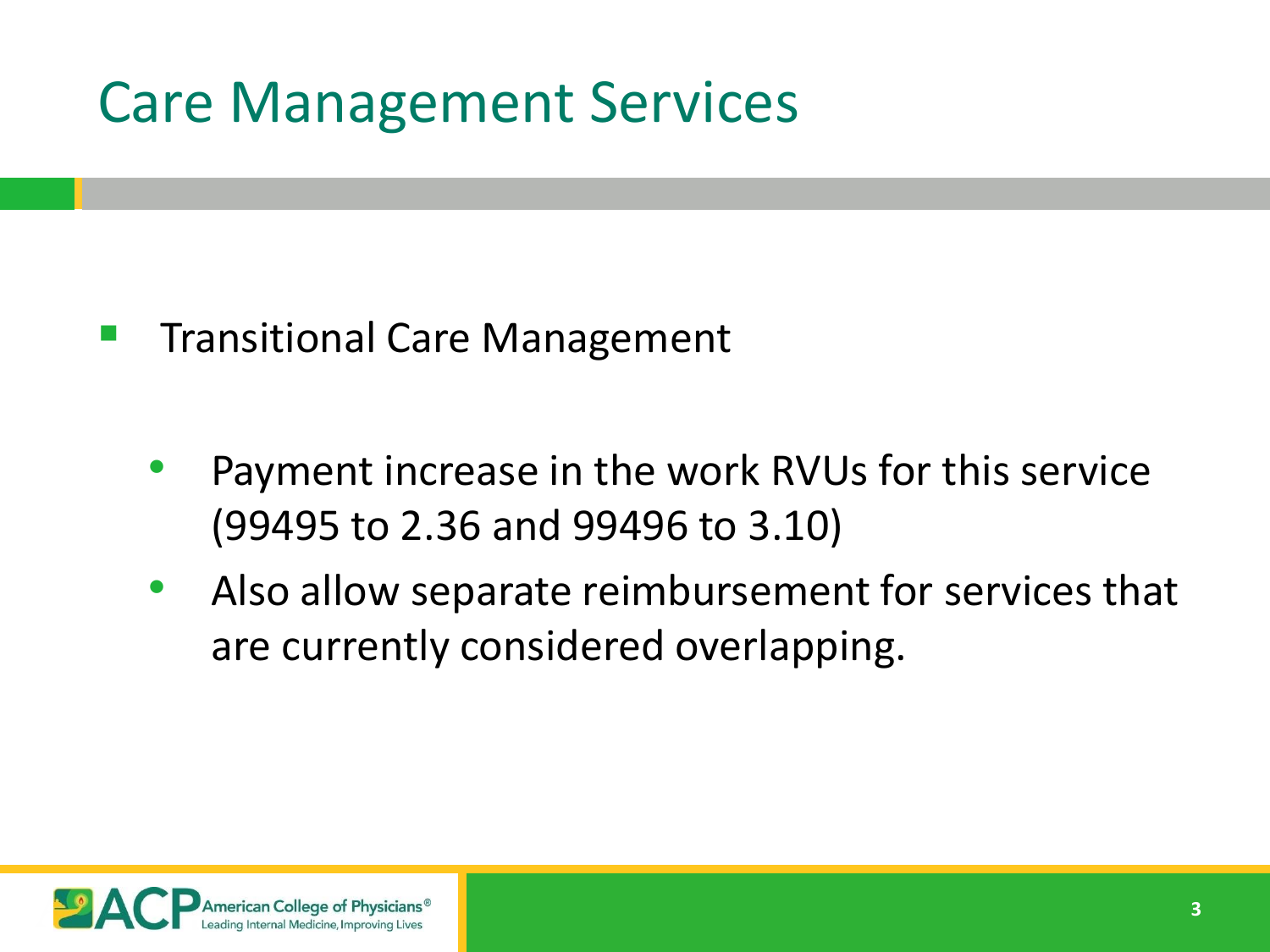# Care Management Services

- Transitional Care Management
  - Payment increase in the work RVUs for this service (99495 to 2.36 and 99496 to 3.10)
  - Also allow separate reimbursement for services that are currently considered overlapping.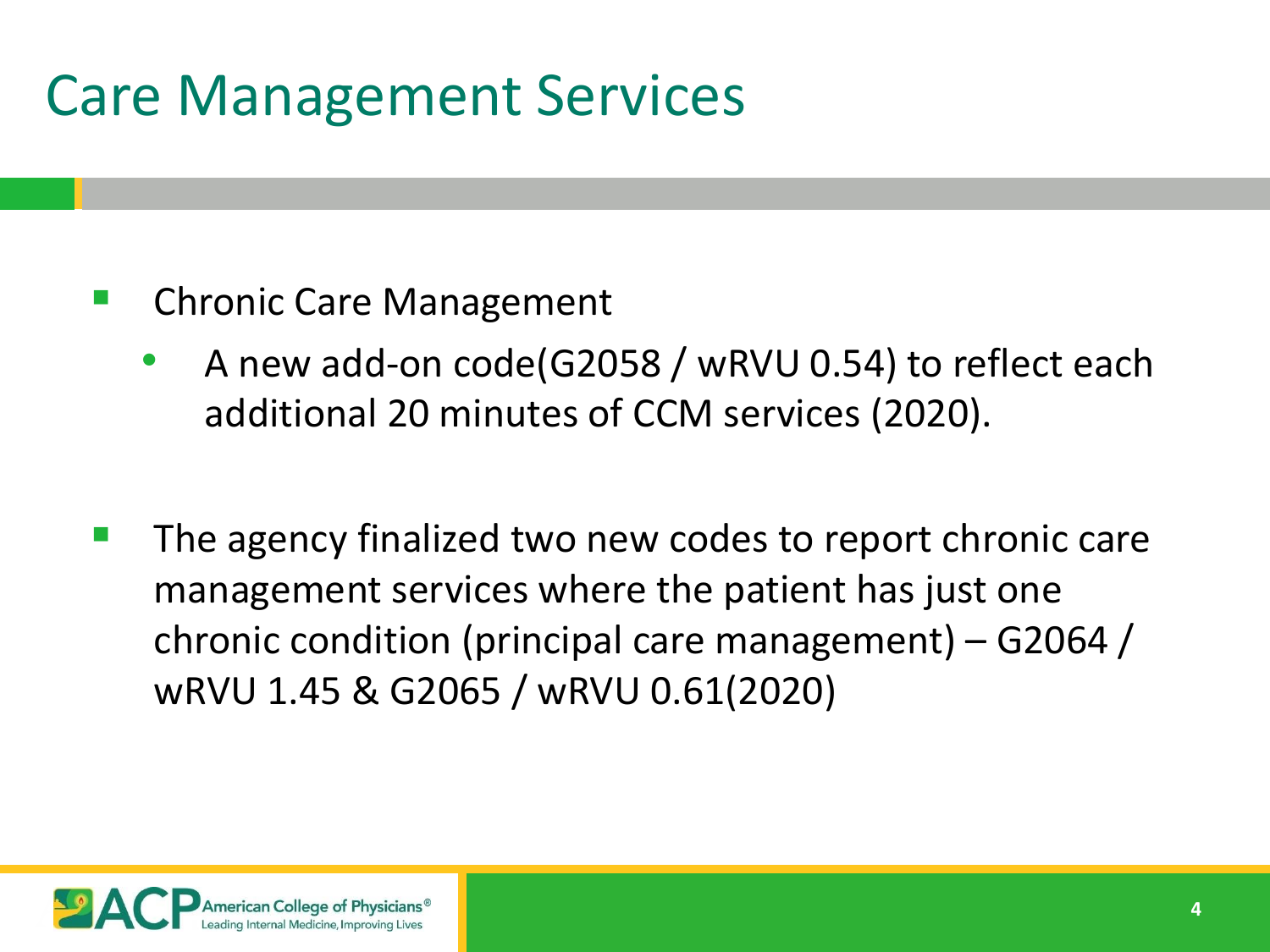# Care Management Services

- Chronic Care Management
  - A new add-on code(G2058 / wRVU 0.54) to reflect each additional 20 minutes of CCM services (2020).

- The agency finalized two new codes to report chronic care management services where the patient has just one chronic condition (principal care management) – G2064 / wRVU 1.45 & G2065 / wRVU 0.61(2020)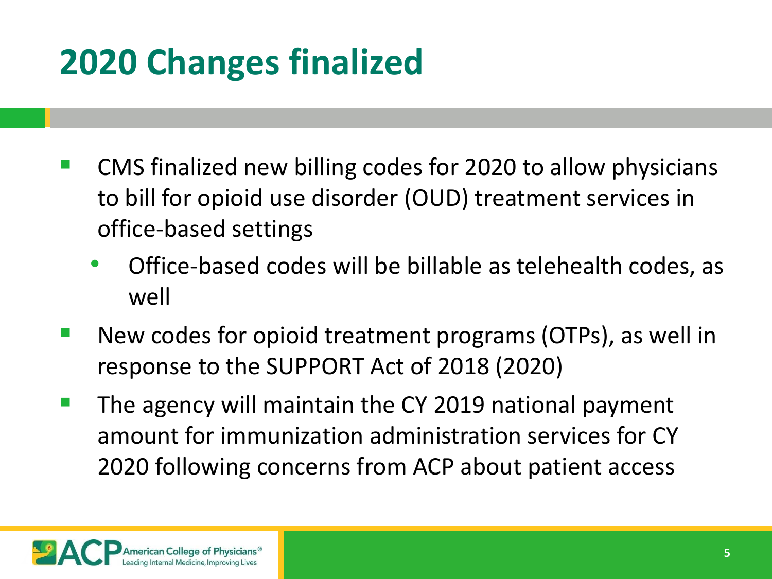# 2020 Changes finalized

- CMS finalized new billing codes for 2020 to allow physicians to bill for opioid use disorder (OUD) treatment services in office-based settings
  - Office-based codes will be billable as telehealth codes, as well
- New codes for opioid treatment programs (OTPs), as well in response to the SUPPORT Act of 2018 (2020)
- The agency will maintain the CY 2019 national payment amount for immunization administration services for CY 2020 following concerns from ACP about patient access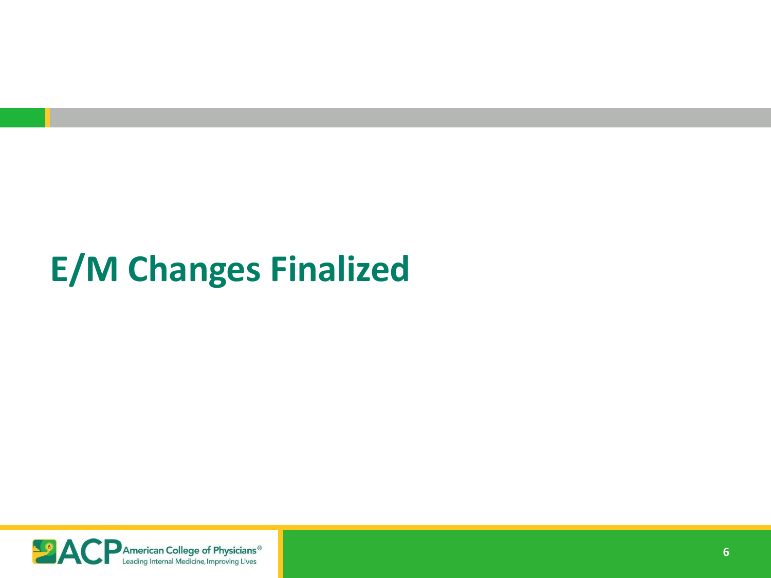# E/M Changes Finalized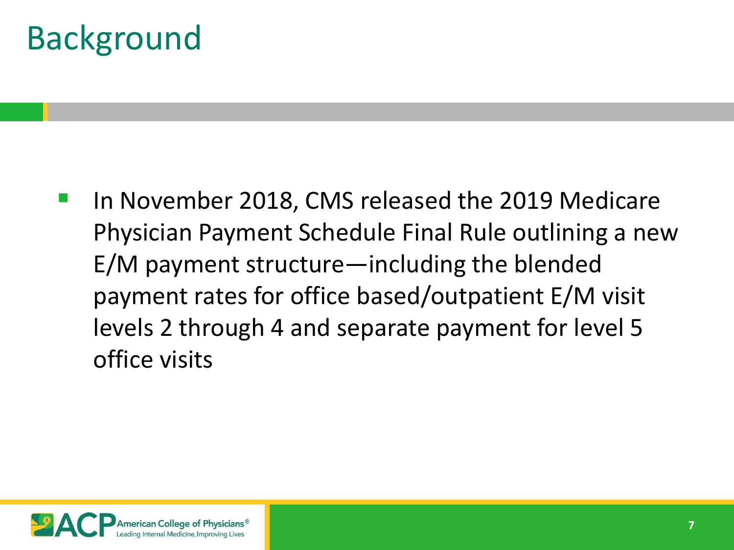# Background

- In November 2018, CMS released the 2019 Medicare Physician Payment Schedule Final Rule outlining a new E/M payment structure—including the blended payment rates for office based/outpatient E/M visit levels 2 through 4 and separate payment for level 5 office visits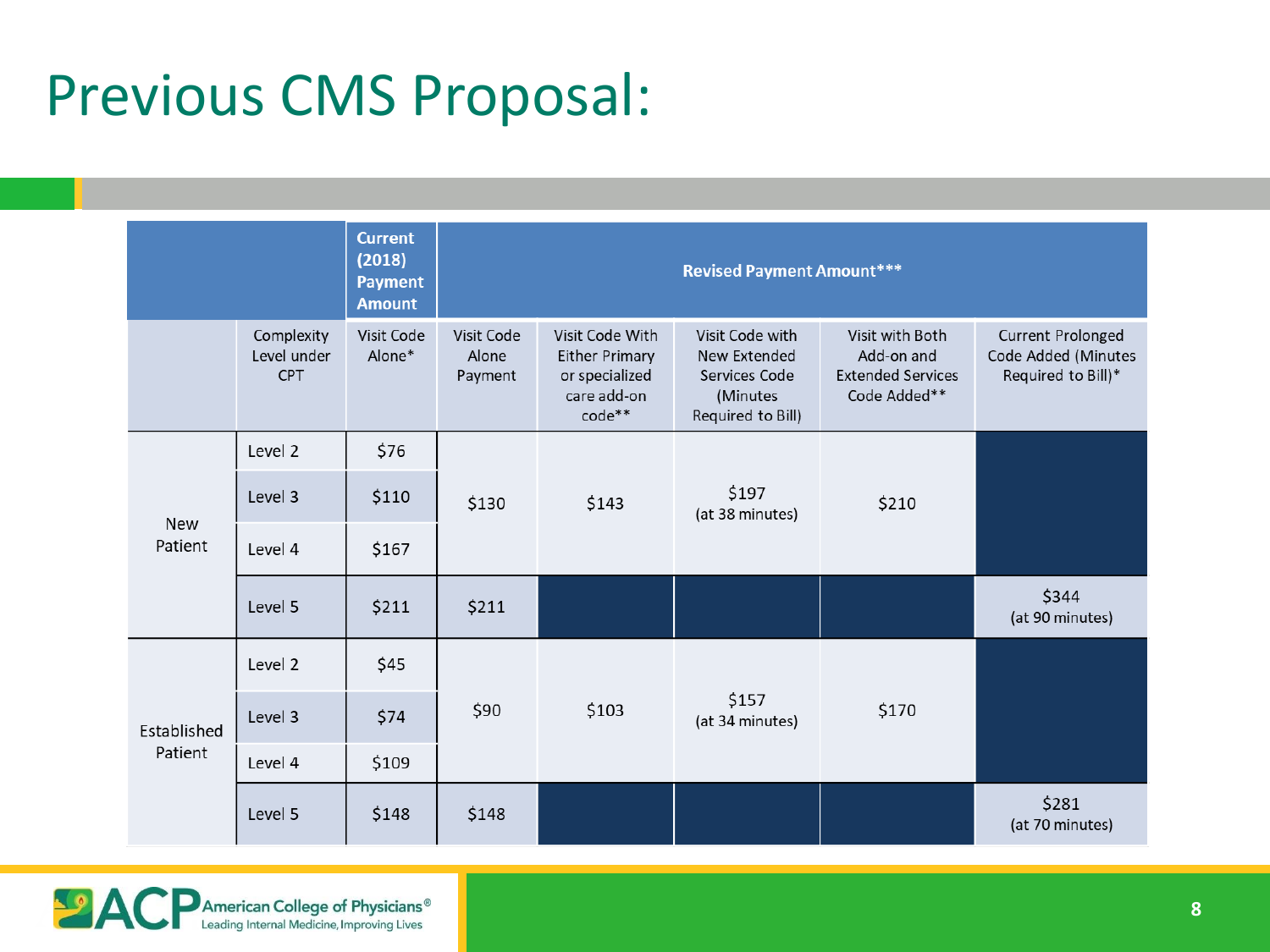# Previous CMS Proposal:

| | Complexity Level under CPT | Current (2018) Payment Amount | Revised Payment Amount*** | | | | |
|---|---|---|---|---|---|---|---|
| | | Visit Code Alone* | Visit Code Alone Payment | Visit Code With Either Primary or specialized care add-on code** | Visit Code with New Extended Services Code (Minutes Required to Bill) | Visit with Both Add-on and Extended Services Code Added** | Current Prolonged Code Added (Minutes Required to Bill)* |
| New Patient | Level 2 | $76 | $130 | $143 | $197 (at 38 minutes) | $210 | |
| | Level 3 | $110 | | | | | |
| | Level 4 | $167 | | | | | |
| | Level 5 | $211 | $211 | | | | $344 (at 90 minutes) |
| Established Patient | Level 2 | $45 | $90 | $103 | $157 (at 34 minutes) | $170 | |
| | Level 3 | $74 | | | | | |
| | Level 4 | $109 | | | | | |
| | Level 5 | $148 | $148 | | | | $281 (at 70 minutes) |

ACP American College of Physicians® Leading Internal Medicine, Improving Lives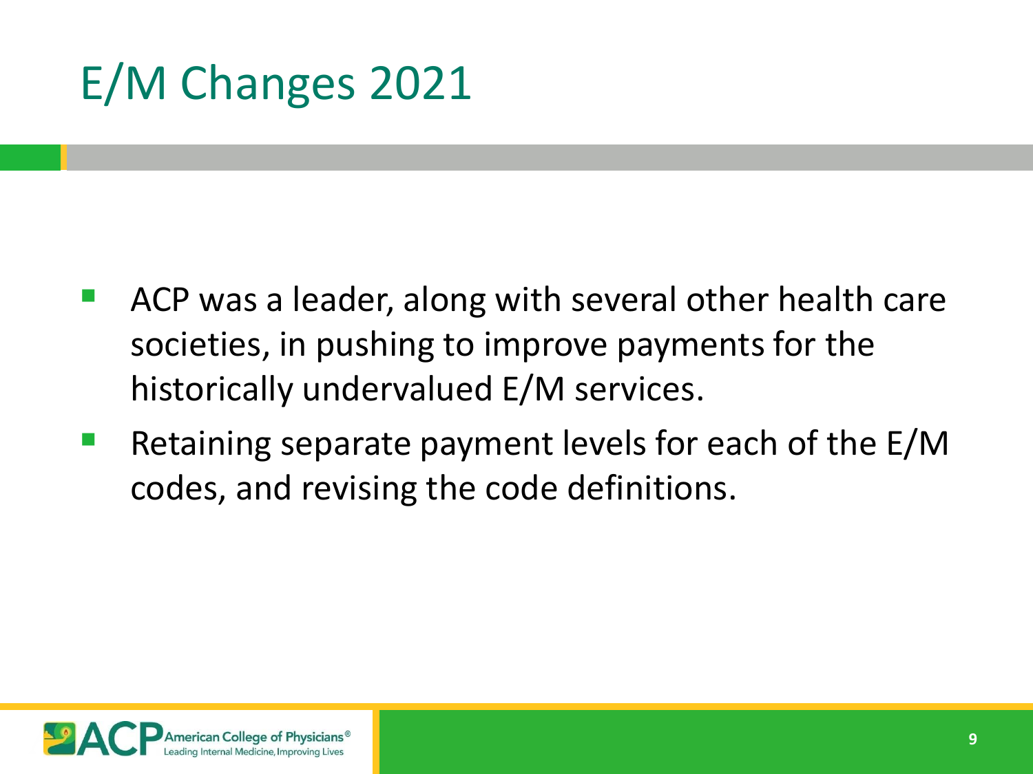# E/M Changes 2021

- ACP was a leader, along with several other health care societies, in pushing to improve payments for the historically undervalued E/M services.
- Retaining separate payment levels for each of the E/M codes, and revising the code definitions.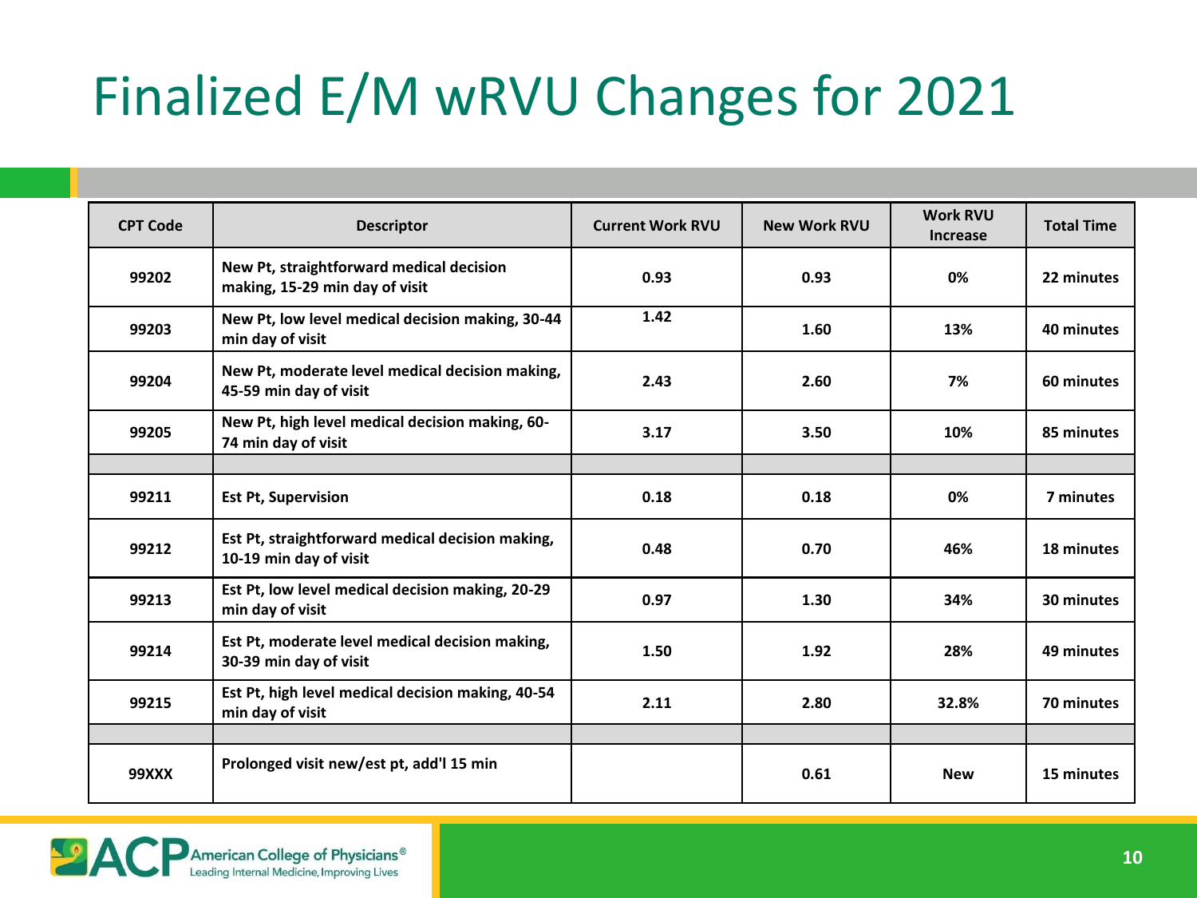# Finalized E/M wRVU Changes for 2021

| CPT Code | Descriptor | Current Work RVU | New Work RVU | Work RVU Increase | Total Time |
|---|---|---|---|---|---|
| 99202 | New Pt, straightforward medical decision making, 15-29 min day of visit | 0.93 | 0.93 | 0% | 22 minutes |
| 99203 | New Pt, low level medical decision making, 30-44 min day of visit | 1.42 | 1.60 | 13% | 40 minutes |
| 99204 | New Pt, moderate level medical decision making, 45-59 min day of visit | 2.43 | 2.60 | 7% | 60 minutes |
| 99205 | New Pt, high level medical decision making, 60-74 min day of visit | 3.17 | 3.50 | 10% | 85 minutes |
| | | | | | |
| 99211 | Est Pt, Supervision | 0.18 | 0.18 | 0% | 7 minutes |
| 99212 | Est Pt, straightforward medical decision making, 10-19 min day of visit | 0.48 | 0.70 | 46% | 18 minutes |
| 99213 | Est Pt, low level medical decision making, 20-29 min day of visit | 0.97 | 1.30 | 34% | 30 minutes |
| 99214 | Est Pt, moderate level medical decision making, 30-39 min day of visit | 1.50 | 1.92 | 28% | 49 minutes |
| 99215 | Est Pt, high level medical decision making, 40-54 min day of visit | 2.11 | 2.80 | 32.8% | 70 minutes |
| | | | | | |
| 99XXX | Prolonged visit new/est pt, add'l 15 min | | 0.61 | New | 15 minutes |

American College of Physicians® Leading Internal Medicine, Improving Lives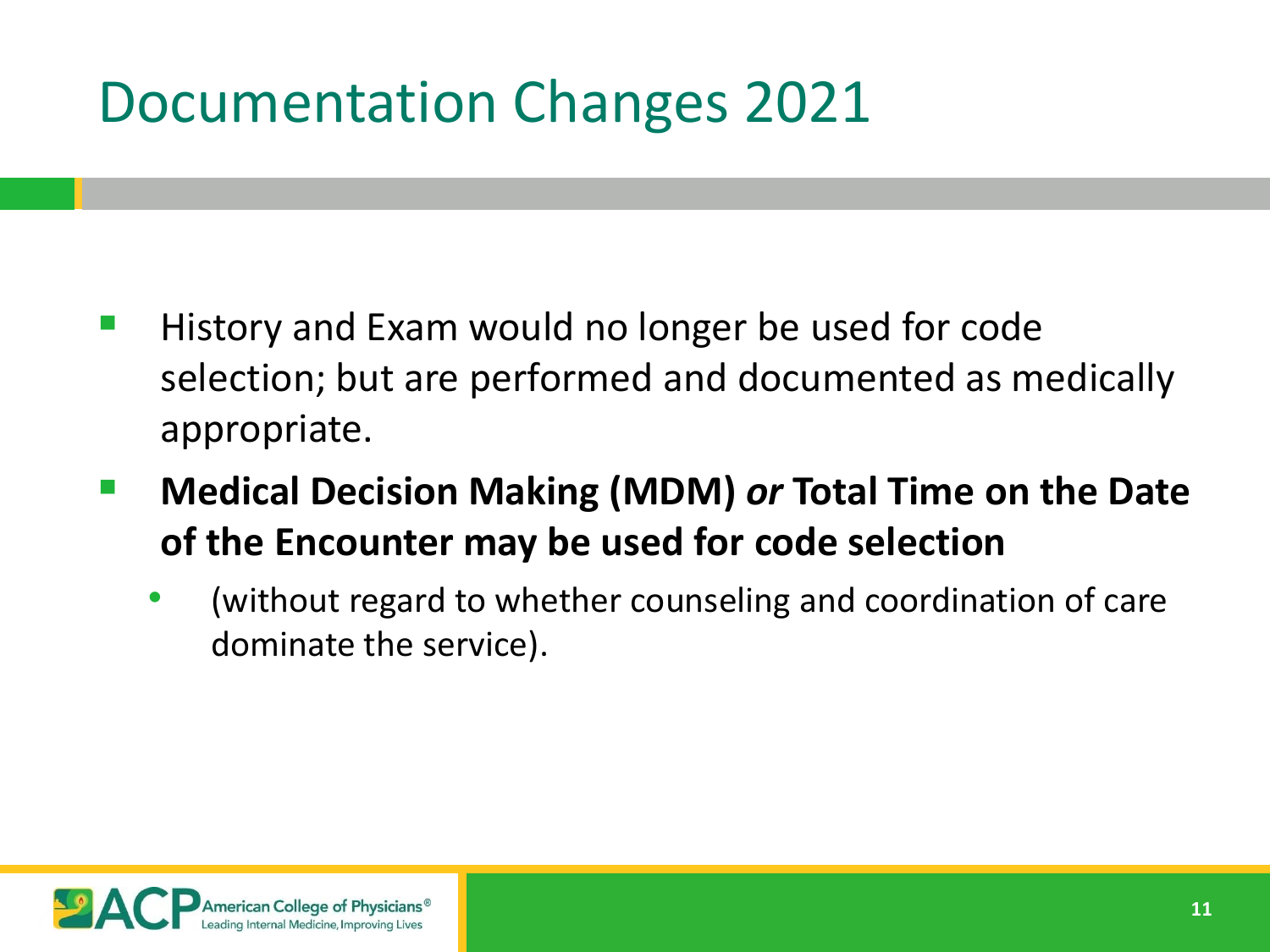# Documentation Changes 2021

- History and Exam would no longer be used for code selection; but are performed and documented as medically appropriate.
- **Medical Decision Making (MDM)** ***or*** **Total Time on the Date of the Encounter may be used for code selection**
  - (without regard to whether counseling and coordination of care dominate the service).